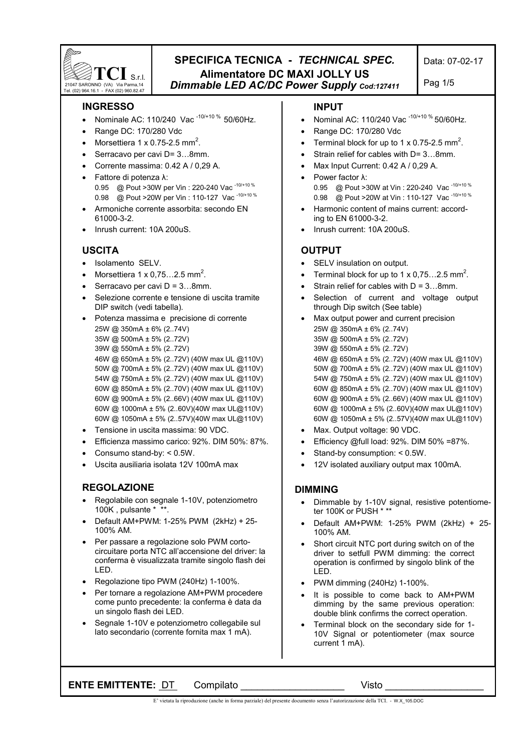**TCI** S.r.l.
21047 SARONNO (VA) Via Parma,14
Tel. (02) 964.16.1 - FAX (02) 960.82.47

# SPECIFICA TECNICA - *TECHNICAL SPEC.*
## Alimentatore DC MAXI JOLLY US
## *Dimmable LED AC/DC Power Supply Cod:127411*

Data: 07-02-17

### INGRESSO

- Nominale AC: 110/240 Vac $^{-10/+10\ \%}$ 50/60Hz.
- Range DC: 170/280 Vdc
- Morsettiera 1 x 0.75-2.5 mm$^2$.
- Serracavo per cavi D= 3…8mm.
- Corrente massima: 0.42 A / 0,29 A.
- Fattore di potenza λ:
  0.95 @ Pout >30W per Vin : 220-240 Vac $^{-10/+10\ \%}$
  0.98 @ Pout >20W per Vin : 110-127 Vac $^{-10/+10\ \%}$
- Armoniche corrente assorbita: secondo EN 61000-3-2.
- Inrush current: 10A 200uS.

### USCITA

- Isolamento SELV.
- Morsettiera 1 x 0,75…2.5 mm$^2$.
- Serracavo per cavi D = 3…8mm.
- Selezione corrente e tensione di uscita tramite DIP switch (vedi tabella).
- Potenza massima e precisione di corrente
  25W @ 350mA ± 6% (2..74V)
  35W @ 500mA ± 5% (2..72V)
  39W @ 550mA ± 5% (2..72V)
  46W @ 650mA ± 5% (2..72V) (40W max UL @110V)
  50W @ 700mA ± 5% (2..72V) (40W max UL @110V)
  54W @ 750mA ± 5% (2..72V) (40W max UL @110V)
  60W @ 850mA ± 5% (2..70V) (40W max UL @110V)
  60W @ 900mA ± 5% (2..66V) (40W max UL @110V)
  60W @ 1000mA ± 5% (2..60V)(40W max UL@110V)
  60W @ 1050mA ± 5% (2..57V)(40W max UL@110V)
- Tensione in uscita massima: 90 VDC.
- Efficienza massimo carico: 92%. DIM 50%: 87%.
- Consumo stand-by: < 0.5W.
- Uscita ausiliaria isolata 12V 100mA max

### REGOLAZIONE

- Regolabile con segnale 1-10V, potenziometro 100K , pulsante * **.
- Default AM+PWM: 1-25% PWM (2kHz) + 25-100% AM.
- Per passare a regolazione solo PWM cortocircuitare porta NTC all'accensione del driver: la conferma è visualizzata tramite singolo flash dei LED.
- Regolazione tipo PWM (240Hz) 1-100%.
- Per tornare a regolazione AM+PWM procedere come punto precedente: la conferma è data da un singolo flash dei LED.
- Segnale 1-10V e potenziometro collegabile sul lato secondario (corrente fornita max 1 mA).

### INPUT

- Nominal AC: 110/240 Vac $^{-10/+10\ \%}$ 50/60Hz.
- Range DC: 170/280 Vdc
- Terminal block for up to 1 x 0.75-2.5 mm$^2$.
- Strain relief for cables with D= 3…8mm.
- Max Input Current: 0.42 A / 0,29 A.
- Power factor λ:
  0.95 @ Pout >30W at Vin : 220-240 Vac $^{-10/+10\ \%}$
  0.98 @ Pout >20W at Vin : 110-127 Vac $^{-10/+10\ \%}$
- Harmonic content of mains current: according to EN 61000-3-2.
- Inrush current: 10A 200uS.

### OUTPUT

- SELV insulation on output.
- Terminal block for up to 1 x 0,75…2.5 mm$^2$.
- Strain relief for cables with D = 3…8mm.
- Selection of current and voltage output through Dip switch (See table)
- Max output power and current precision
  25W @ 350mA ± 6% (2..74V)
  35W @ 500mA ± 5% (2..72V)
  39W @ 550mA ± 5% (2..72V)
  46W @ 650mA ± 5% (2..72V) (40W max UL @110V)
  50W @ 700mA ± 5% (2..72V) (40W max UL @110V)
  54W @ 750mA ± 5% (2..72V) (40W max UL @110V)
  60W @ 850mA ± 5% (2..70V) (40W max UL @110V)
  60W @ 900mA ± 5% (2..66V) (40W max UL @110V)
  60W @ 1000mA ± 5% (2..60V)(40W max UL@110V)
  60W @ 1050mA ± 5% (2..57V)(40W max UL@110V)
- Max. Output voltage: 90 VDC.
- Efficiency @full load: 92%. DIM 50% =87%.
- Stand-by consumption: < 0.5W.
- 12V isolated auxiliary output max 100mA.

### DIMMING

- Dimmable by 1-10V signal, resistive potentiometer 100K or PUSH * **
- Default AM+PWM: 1-25% PWM (2kHz) + 25-100% AM.
- Short circuit NTC port during switch on of the driver to setfull PWM dimming: the correct operation is confirmed by singolo blink of the LED.
- PWM dimming (240Hz) 1-100%.
- It is possible to come back to AM+PWM dimming by the same previous operation: double blink confirms the correct operation.
- Terminal block on the secondary side for 1-10V Signal or potentiometer (max source current 1 mA).

**ENTE EMITTENTE:** DT Compilato ____________________ Visto ____________________

E' vietata la riproduzione (anche in forma parziale) del presente documento senza l'autorizzazione della TCI. - W.X_105.DOC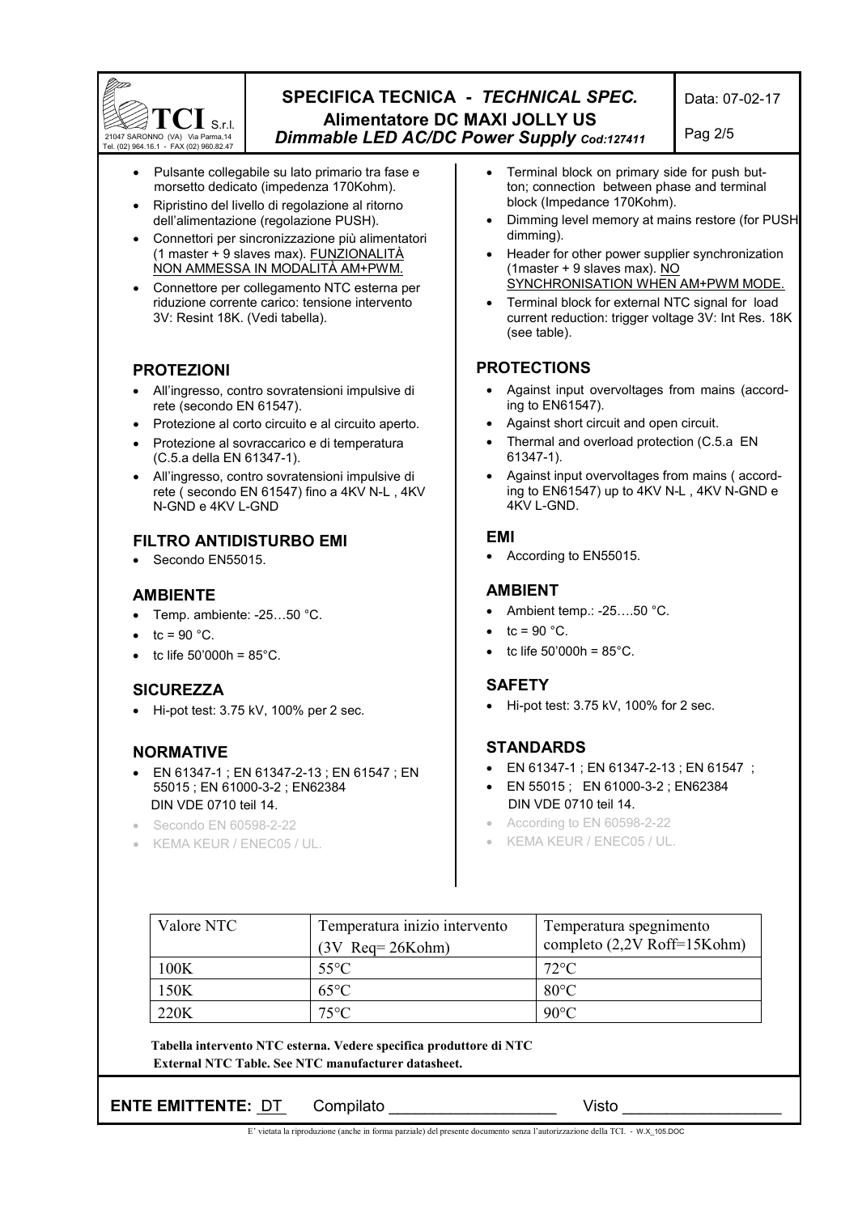- Pulsante collegabile su lato primario tra fase e morsetto dedicato (impedenza 170Kohm).
- Ripristino del livello di regolazione al ritorno dell'alimentazione (regolazione PUSH).
- Connettori per sincronizzazione più alimentatori (1 master + 9 slaves max). FUNZIONALITÀ NON AMMESSA IN MODALITÀ AM+PWM.
- Connettore per collegamento NTC esterna per riduzione corrente carico: tensione intervento 3V: Resint 18K. (Vedi tabella).

## PROTEZIONI

- All'ingresso, contro sovratensioni impulsive di rete (secondo EN 61547).
- Protezione al corto circuito e al circuito aperto.
- Protezione al sovraccarico e di temperatura (C.5.a della EN 61347-1).
- All'ingresso, contro sovratensioni impulsive di rete ( secondo EN 61547) fino a 4KV N-L , 4KV N-GND e 4KV L-GND

## FILTRO ANTIDISTURBO EMI

- Secondo EN55015.

## AMBIENTE

- Temp. ambiente: -25…50 °C.
- tc = 90 °C.
- tc life 50'000h = 85°C.

## SICUREZZA

- Hi-pot test: 3.75 kV, 100% per 2 sec.

## NORMATIVE

- EN 61347-1 ; EN 61347-2-13 ; EN 61547 ; EN 55015 ; EN 61000-3-2 ; EN62384 DIN VDE 0710 teil 14.
- Secondo EN 60598-2-22
- KEMA KEUR / ENEC05 / UL.

---

- Terminal block on primary side for push button; connection between phase and terminal block (Impedance 170Kohm).
- Dimming level memory at mains restore (for PUSH dimming).
- Header for other power supplier synchronization (1master + 9 slaves max). NO SYNCHRONISATION WHEN AM+PWM MODE.
- Terminal block for external NTC signal for load current reduction: trigger voltage 3V: Int Res. 18K (see table).

## PROTECTIONS

- Against input overvoltages from mains (according to EN61547).
- Against short circuit and open circuit.
- Thermal and overload protection (C.5.a EN 61347-1).
- Against input overvoltages from mains ( according to EN61547) up to 4KV N-L , 4KV N-GND e 4KV L-GND.

## EMI

- According to EN55015.

## AMBIENT

- Ambient temp.: -25….50 °C.
- tc = 90 °C.
- tc life 50'000h = 85°C.

## SAFETY

- Hi-pot test: 3.75 kV, 100% for 2 sec.

## STANDARDS

- EN 61347-1 ; EN 61347-2-13 ; EN 61547 ;
- EN 55015 ; EN 61000-3-2 ; EN62384 DIN VDE 0710 teil 14.
- According to EN 60598-2-22
- KEMA KEUR / ENEC05 / UL.

| Valore NTC | Temperatura inizio intervento (3V Req= 26Kohm) | Temperatura spegnimento completo (2,2V Roff=15Kohm) |
|---|---|---|
| 100K | 55°C | 72°C |
| 150K | 65°C | 80°C |
| 220K | 75°C | 90°C |

**Tabella intervento NTC esterna. Vedere specifica produttore di NTC**
**External NTC Table. See NTC manufacturer datasheet.**

**ENTE EMITTENTE:** DT Compilato ___________________ Visto ___________________

E' vietata la riproduzione (anche in forma parziale) del presente documento senza l'autorizzazione della TCI. - W.X_105.DOC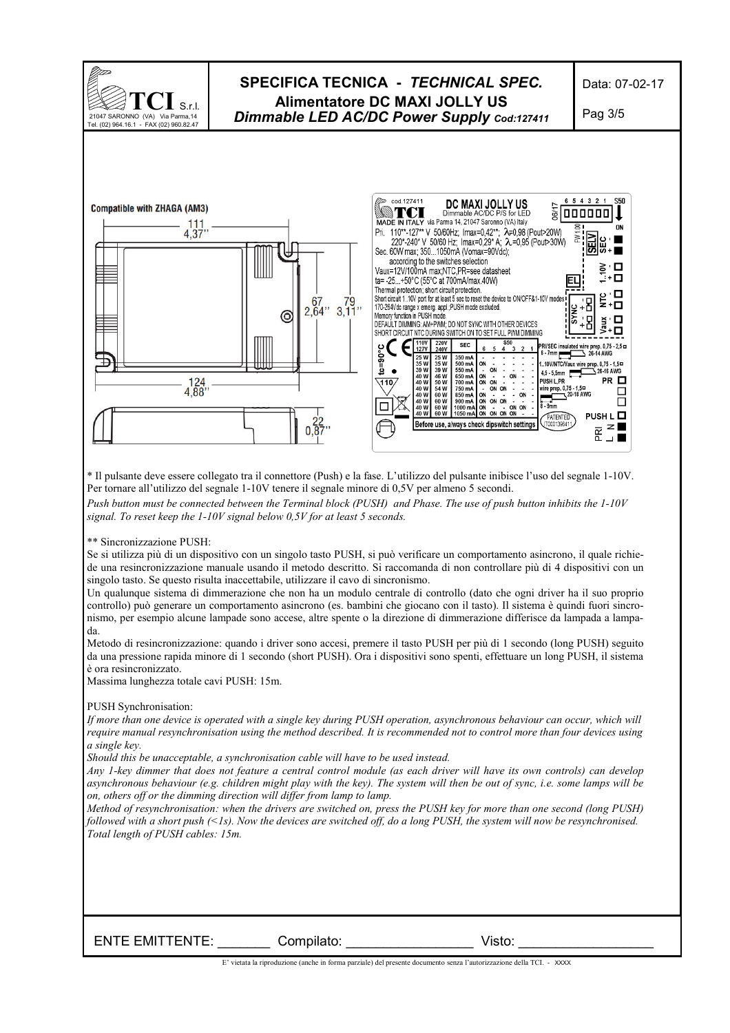# SPECIFICA TECNICA - *TECHNICAL SPEC.*

## Alimentatore DC MAXI JOLLY US

### *Dimmable LED AC/DC Power Supply Cod:127411*

Data: 07-02-17

Compatible with ZHAGA (AM3)

111 / 4,37"

124 / 4,88"

67 / 2,64"

79 / 3,11"

22 / 0,87"

cod.127411 **TCI** **DC MAXI JOLLY US** Dimmable AC/DC P/S for LED

MADE IN ITALY via Parma 14, 21047 Saronno (VA) Italy

Pri. 110**-127** V 50/60Hz; Imax=0,42**; λ=0,98 (Pout>20W)
220*-240* V 50/60 Hz; Imax=0,29* A; λ=0,95 (Pout>30W)

Sec. 60W max; 350...1050mA (Vomax=90Vdc); according to the switches selection

Vaux=12V/100mA max;NTC,PR=see datasheet

ta= -25...+50°C (55°C at 700mA/max.40W)

Thermal protection; short circuit protection.

Short circuit 1..10V port for at least 5 sec to reset the device to ON/OFF&1-10V modes

170-264Vdc range x emerg. appl.;PUSH mode excluded.

Memory function in PUSH mode.

DEFAULT DIMMING: AM+PWM; DO NOT SYNC WITH OTHER DEVICES

SHORT CIRCUIT NTC DURING SWITCH ON TO SET FULL PWM DIMMING

tc=90°C

| 110V 127V | 220V 240V | SEC | 6 | 5 | 4 | 3 | 2 | 1 |
|---|---|---|---|---|---|---|---|---|
| 25 W | 25 W | 350 mA | - | - | - | - | - | - |
| 35 W | 35 W | 500 mA | ON | - | - | - | - | - |
| 39 W | 39 W | 550 mA | - | ON | - | - | - | - |
| 40 W | 46 W | 650 mA | ON | - | - | ON | - | - |
| 40 W | 50 W | 700 mA | ON | ON | - | - | - | - |
| 40 W | 54 W | 750 mA | - | ON | ON | - | - | - |
| 40 W | 60 W | 850 mA | ON | - | - | - | ON | - |
| 40 W | 60 W | 900 mA | ON | ON | ON | - | - | - |
| 40 W | 60 W | 1000 mA | ON | - | - | ON | ON | - |
| 40 W | 60 W | 1050 mA | ON | ON | ON | ON | - | - |

Before use, always check dipswitch settings

PRI/SEC insulated wire prep. 0,75 - 2,5 mm² 26-14 AWG, 6 - 7mm

1..10V/NTC/Vaux wire prep. 0,75 - 1,5 mm² 26-16 AWG, 4,5 - 5,5mm

PUSH L,PR wire prep. 0,75 - 1,5 mm² 20-18 AWG, 8 - 9mm

PATENTED IT0001396411

S50 1 2 3 4 5 6 ON; SELV SEC - +; 1..10V - +; NTC - +; Vaux - +; SYNC - +; PR; PUSH L; PRI N L; EL; FW 1.00; 06/17

\* Il pulsante deve essere collegato tra il connettore (Push) e la fase. L'utilizzo del pulsante inibisce l'uso del segnale 1-10V. Per tornare all'utilizzo del segnale 1-10V tenere il segnale minore di 0,5V per almeno 5 secondi.

*Push button must be connected between the Terminal block (PUSH) and Phase. The use of push button inhibits the 1-10V signal. To reset keep the 1-10V signal below 0,5V for at least 5 seconds.*

\*\* Sincronizzazione PUSH:

Se si utilizza più di un dispositivo con un singolo tasto PUSH, si può verificare un comportamento asincrono, il quale richiede una resincronizzazione manuale usando il metodo descritto. Si raccomanda di non controllare più di 4 dispositivi con un singolo tasto. Se questo risulta inaccettabile, utilizzare il cavo di sincronismo.

Un qualunque sistema di dimmerazione che non ha un modulo centrale di controllo (dato che ogni driver ha il suo proprio controllo) può generare un comportamento asincrono (es. bambini che giocano con il tasto). Il sistema è quindi fuori sincronismo, per esempio alcune lampade sono accese, altre spente o la direzione di dimmerazione differisce da lampada a lampada.

Metodo di resincronizzazione: quando i driver sono accesi, premere il tasto PUSH per più di 1 secondo (long PUSH) seguito da una pressione rapida minore di 1 secondo (short PUSH). Ora i dispositivi sono spenti, effettuare un long PUSH, il sistema è ora resincronizzato.

Massima lunghezza totale cavi PUSH: 15m.

PUSH Synchronisation:

*If more than one device is operated with a single key during PUSH operation, asynchronous behaviour can occur, which will require manual resynchronisation using the method described. It is recommended not to control more than four devices using a single key.*

*Should this be unacceptable, a synchronisation cable will have to be used instead.*

*Any 1-key dimmer that does not feature a central control module (as each driver will have its own controls) can develop asynchronous behaviour (e.g. children might play with the key). The system will then be out of sync, i.e. some lamps will be on, others off or the dimming direction will differ from lamp to lamp.*

*Method of resynchronisation: when the drivers are switched on, press the PUSH key for more than one second (long PUSH) followed with a short push (<1s). Now the devices are switched off, do a long PUSH, the system will now be resynchronised.*

*Total length of PUSH cables: 15m.*

ENTE EMITTENTE: _______ Compilato: _________________ Visto: __________________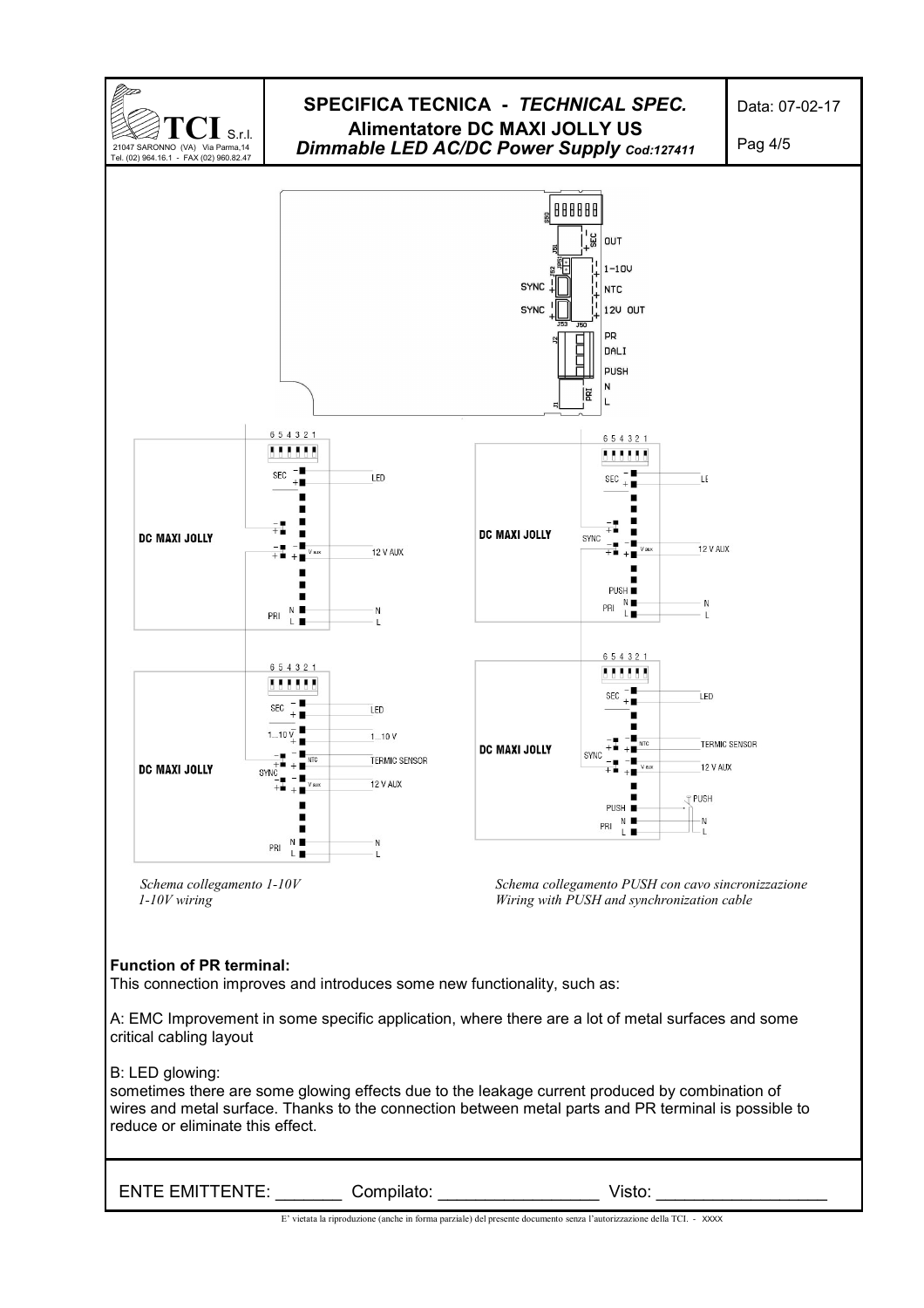Schema collegamento 1-10V
*1-10V wiring*

*Schema collegamento PUSH con cavo sincronizzazione*
*Wiring with PUSH and synchronization cable*

**Function of PR terminal:**
This connection improves and introduces some new functionality, such as:

A: EMC Improvement in some specific application, where there are a lot of metal surfaces and some critical cabling layout

B: LED glowing:
sometimes there are some glowing effects due to the leakage current produced by combination of wires and metal surface. Thanks to the connection between metal parts and PR terminal is possible to reduce or eliminate this effect.

ENTE EMITTENTE: _______ Compilato: _________________ Visto: __________________

E' vietata la riproduzione (anche in forma parziale) del presente documento senza l'autorizzazione della TCI. - XXXX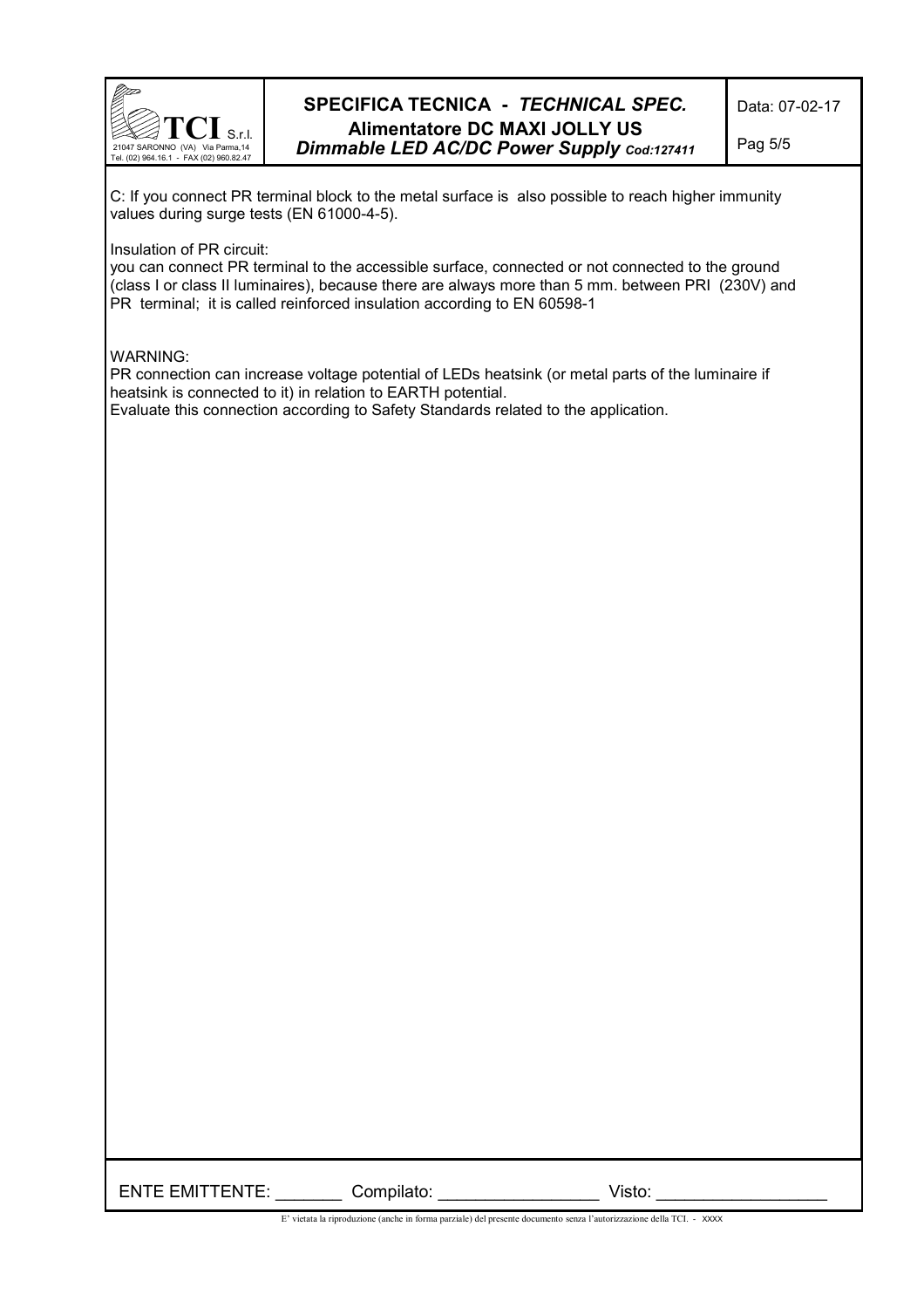C: If you connect PR terminal block to the metal surface is also possible to reach higher immunity values during surge tests (EN 61000-4-5).

Insulation of PR circuit:
you can connect PR terminal to the accessible surface, connected or not connected to the ground (class I or class II luminaires), because there are always more than 5 mm. between PRI (230V) and PR terminal; it is called reinforced insulation according to EN 60598-1

WARNING:
PR connection can increase voltage potential of LEDs heatsink (or metal parts of the luminaire if heatsink is connected to it) in relation to EARTH potential.
Evaluate this connection according to Safety Standards related to the application.

ENTE EMITTENTE: _______ Compilato: _________________ Visto: __________________